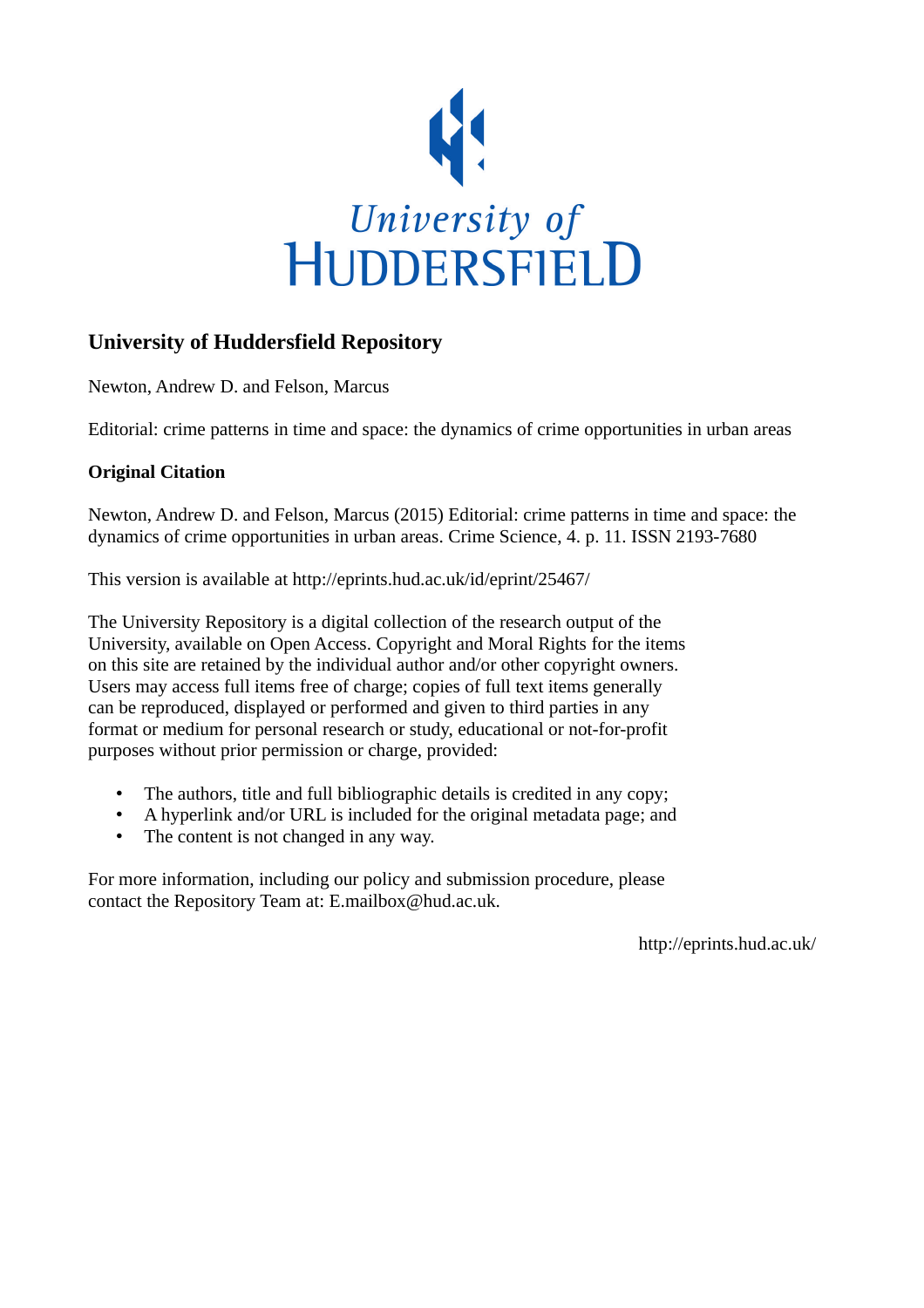University of Huddersfield

## University of Huddersfield Repository

Newton, Andrew D. and Felson, Marcus

Editorial: crime patterns in time and space: the dynamics of crime opportunities in urban areas

### Original Citation

Newton, Andrew D. and Felson, Marcus (2015) Editorial: crime patterns in time and space: the dynamics of crime opportunities in urban areas. Crime Science, 4. p. 11. ISSN 2193-7680

This version is available at http://eprints.hud.ac.uk/id/eprint/25467/

The University Repository is a digital collection of the research output of the University, available on Open Access. Copyright and Moral Rights for the items on this site are retained by the individual author and/or other copyright owners. Users may access full items free of charge; copies of full text items generally can be reproduced, displayed or performed and given to third parties in any format or medium for personal research or study, educational or not-for-profit purposes without prior permission or charge, provided:

- The authors, title and full bibliographic details is credited in any copy;
- A hyperlink and/or URL is included for the original metadata page; and
- The content is not changed in any way.

For more information, including our policy and submission procedure, please contact the Repository Team at: E.mailbox@hud.ac.uk.

http://eprints.hud.ac.uk/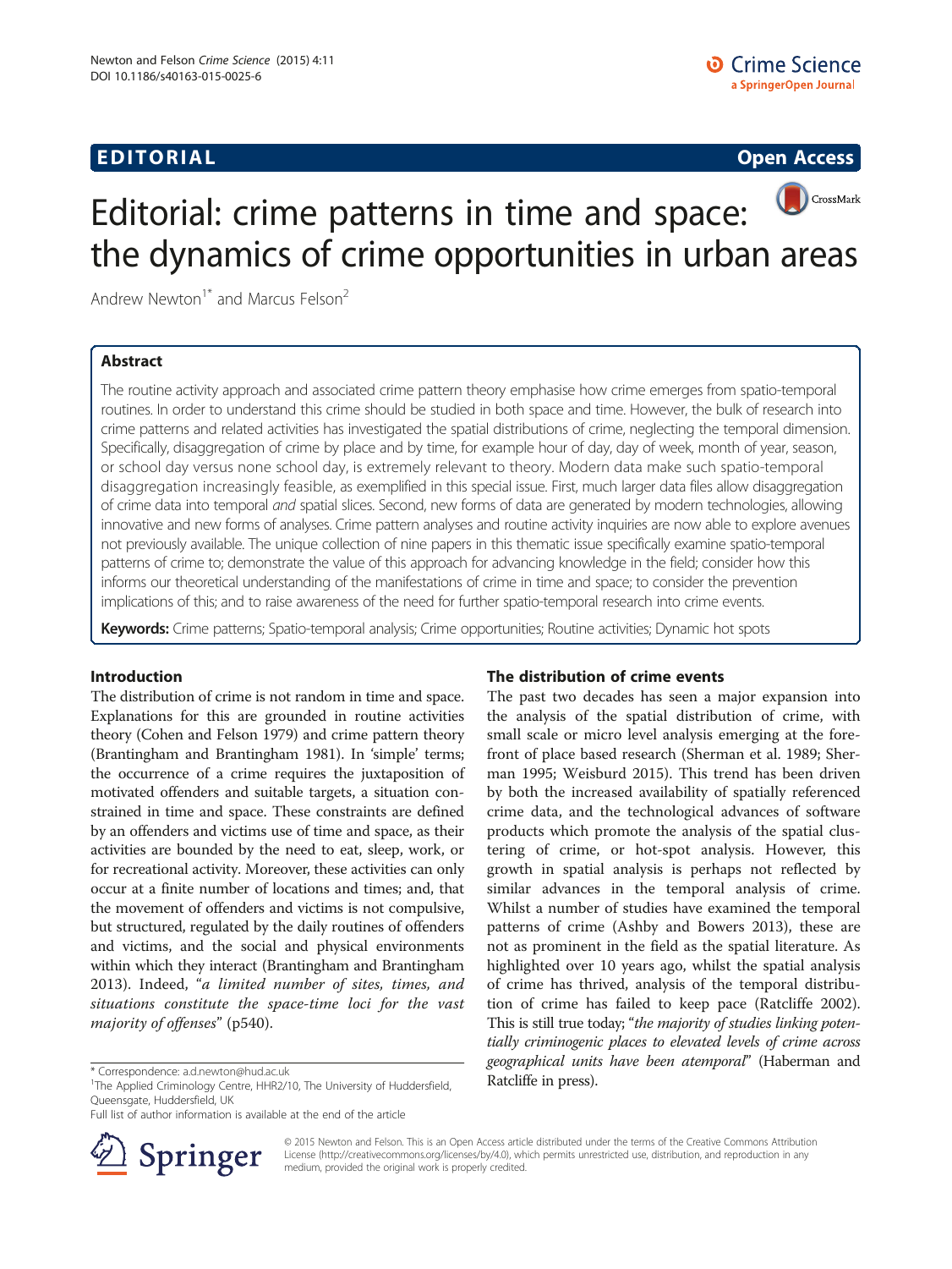# Editorial: crime patterns in time and space: the dynamics of crime opportunities in urban areas

Andrew Newton[1*] and Marcus Felson[2]

## Abstract

The routine activity approach and associated crime pattern theory emphasise how crime emerges from spatio-temporal routines. In order to understand this crime should be studied in both space and time. However, the bulk of research into crime patterns and related activities has investigated the spatial distributions of crime, neglecting the temporal dimension. Specifically, disaggregation of crime by place and by time, for example hour of day, day of week, month of year, season, or school day versus none school day, is extremely relevant to theory. Modern data make such spatio-temporal disaggregation increasingly feasible, as exemplified in this special issue. First, much larger data files allow disaggregation of crime data into temporal *and* spatial slices. Second, new forms of data are generated by modern technologies, allowing innovative and new forms of analyses. Crime pattern analyses and routine activity inquiries are now able to explore avenues not previously available. The unique collection of nine papers in this thematic issue specifically examine spatio-temporal patterns of crime to; demonstrate the value of this approach for advancing knowledge in the field; consider how this informs our theoretical understanding of the manifestations of crime in time and space; to consider the prevention implications of this; and to raise awareness of the need for further spatio-temporal research into crime events.

**Keywords:** Crime patterns; Spatio-temporal analysis; Crime opportunities; Routine activities; Dynamic hot spots

## Introduction

The distribution of crime is not random in time and space. Explanations for this are grounded in routine activities theory (Cohen and Felson 1979) and crime pattern theory (Brantingham and Brantingham 1981). In 'simple' terms; the occurrence of a crime requires the juxtaposition of motivated offenders and suitable targets, a situation constrained in time and space. These constraints are defined by an offenders and victims use of time and space, as their activities are bounded by the need to eat, sleep, work, or for recreational activity. Moreover, these activities can only occur at a finite number of locations and times; and, that the movement of offenders and victims is not compulsive, but structured, regulated by the daily routines of offenders and victims, and the social and physical environments within which they interact (Brantingham and Brantingham 2013). Indeed, "*a limited number of sites, times, and situations constitute the space-time loci for the vast majority of offenses*" (p540).

## The distribution of crime events

The past two decades has seen a major expansion into the analysis of the spatial distribution of crime, with small scale or micro level analysis emerging at the forefront of place based research (Sherman et al. 1989; Sherman 1995; Weisburd 2015). This trend has been driven by both the increased availability of spatially referenced crime data, and the technological advances of software products which promote the analysis of the spatial clustering of crime, or hot-spot analysis. However, this growth in spatial analysis is perhaps not reflected by similar advances in the temporal analysis of crime. Whilst a number of studies have examined the temporal patterns of crime (Ashby and Bowers 2013), these are not as prominent in the field as the spatial literature. As highlighted over 10 years ago, whilst the spatial analysis of crime has thrived, analysis of the temporal distribution of crime has failed to keep pace (Ratcliffe 2002). This is still true today; "*the majority of studies linking potentially criminogenic places to elevated levels of crime across geographical units have been atemporal*" (Haberman and Ratcliffe in press).

\* Correspondence: a.d.newton@hud.ac.uk
[1]The Applied Criminology Centre, HHR2/10, The University of Huddersfield, Queensgate, Huddersfield, UK
Full list of author information is available at the end of the article

© 2015 Newton and Felson. This is an Open Access article distributed under the terms of the Creative Commons Attribution License (http://creativecommons.org/licenses/by/4.0), which permits unrestricted use, distribution, and reproduction in any medium, provided the original work is properly credited.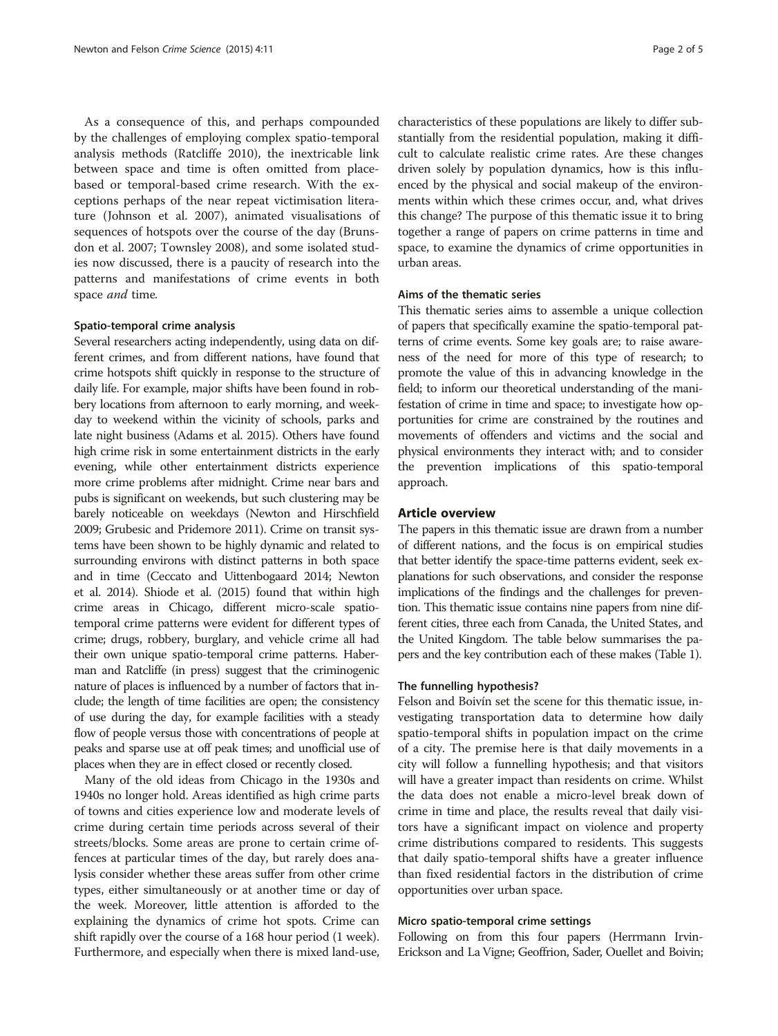As a consequence of this, and perhaps compounded by the challenges of employing complex spatio-temporal analysis methods (Ratcliffe 2010), the inextricable link between space and time is often omitted from place-based or temporal-based crime research. With the exceptions perhaps of the near repeat victimisation literature (Johnson et al. 2007), animated visualisations of sequences of hotspots over the course of the day (Brunsdon et al. 2007; Townsley 2008), and some isolated studies now discussed, there is a paucity of research into the patterns and manifestations of crime events in both space *and* time.

#### Spatio-temporal crime analysis

Several researchers acting independently, using data on different crimes, and from different nations, have found that crime hotspots shift quickly in response to the structure of daily life. For example, major shifts have been found in robbery locations from afternoon to early morning, and weekday to weekend within the vicinity of schools, parks and late night business (Adams et al. 2015). Others have found high crime risk in some entertainment districts in the early evening, while other entertainment districts experience more crime problems after midnight. Crime near bars and pubs is significant on weekends, but such clustering may be barely noticeable on weekdays (Newton and Hirschfield 2009; Grubesic and Pridemore 2011). Crime on transit systems have been shown to be highly dynamic and related to surrounding environs with distinct patterns in both space and in time (Ceccato and Uittenbogaard 2014; Newton et al. 2014). Shiode et al. (2015) found that within high crime areas in Chicago, different micro-scale spatio-temporal crime patterns were evident for different types of crime; drugs, robbery, burglary, and vehicle crime all had their own unique spatio-temporal crime patterns. Haberman and Ratcliffe (in press) suggest that the criminogenic nature of places is influenced by a number of factors that include; the length of time facilities are open; the consistency of use during the day, for example facilities with a steady flow of people versus those with concentrations of people at peaks and sparse use at off peak times; and unofficial use of places when they are in effect closed or recently closed.

Many of the old ideas from Chicago in the 1930s and 1940s no longer hold. Areas identified as high crime parts of towns and cities experience low and moderate levels of crime during certain time periods across several of their streets/blocks. Some areas are prone to certain crime offences at particular times of the day, but rarely does analysis consider whether these areas suffer from other crime types, either simultaneously or at another time or day of the week. Moreover, little attention is afforded to the explaining the dynamics of crime hot spots. Crime can shift rapidly over the course of a 168 hour period (1 week). Furthermore, and especially when there is mixed land-use, characteristics of these populations are likely to differ substantially from the residential population, making it difficult to calculate realistic crime rates. Are these changes driven solely by population dynamics, how is this influenced by the physical and social makeup of the environments within which these crimes occur, and, what drives this change? The purpose of this thematic issue it to bring together a range of papers on crime patterns in time and space, to examine the dynamics of crime opportunities in urban areas.

#### Aims of the thematic series

This thematic series aims to assemble a unique collection of papers that specifically examine the spatio-temporal patterns of crime events. Some key goals are; to raise awareness of the need for more of this type of research; to promote the value of this in advancing knowledge in the field; to inform our theoretical understanding of the manifestation of crime in time and space; to investigate how opportunities for crime are constrained by the routines and movements of offenders and victims and the social and physical environments they interact with; and to consider the prevention implications of this spatio-temporal approach.

## Article overview

The papers in this thematic issue are drawn from a number of different nations, and the focus is on empirical studies that better identify the space-time patterns evident, seek explanations for such observations, and consider the response implications of the findings and the challenges for prevention. This thematic issue contains nine papers from nine different cities, three each from Canada, the United States, and the United Kingdom. The table below summarises the papers and the key contribution each of these makes (Table 1).

#### The funnelling hypothesis?

Felson and Boivín set the scene for this thematic issue, investigating transportation data to determine how daily spatio-temporal shifts in population impact on the crime of a city. The premise here is that daily movements in a city will follow a funnelling hypothesis; and that visitors will have a greater impact than residents on crime. Whilst the data does not enable a micro-level break down of crime in time and place, the results reveal that daily visitors have a significant impact on violence and property crime distributions compared to residents. This suggests that daily spatio-temporal shifts have a greater influence than fixed residential factors in the distribution of crime opportunities over urban space.

#### Micro spatio-temporal crime settings

Following on from this four papers (Herrmann Irvin-Erickson and La Vigne; Geoffrion, Sader, Ouellet and Boivin;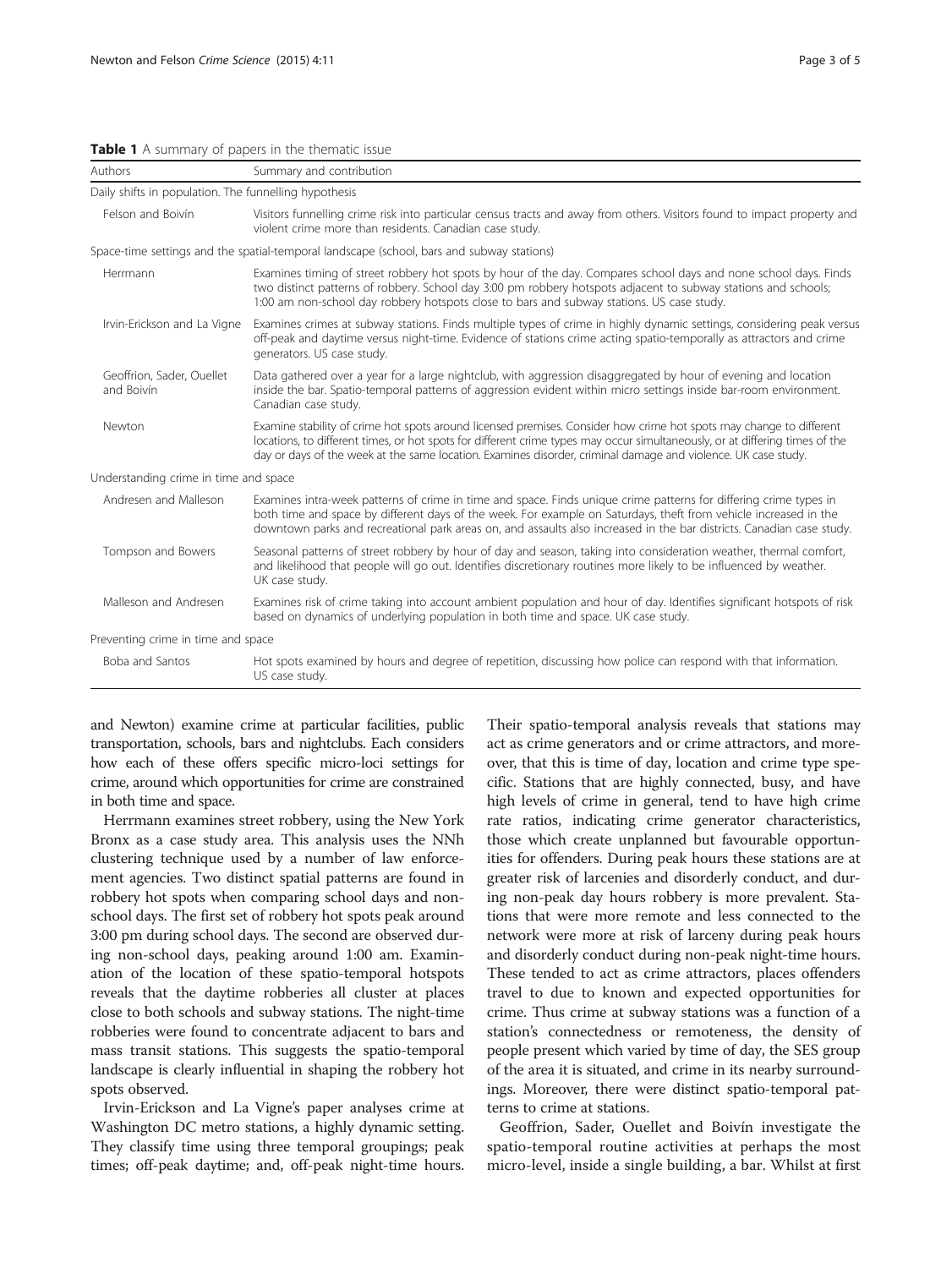**Table 1** A summary of papers in the thematic issue

| Authors | Summary and contribution |
|---|---|
| Daily shifts in population. The funnelling hypothesis | |
| Felson and Boivín | Visitors funnelling crime risk into particular census tracts and away from others. Visitors found to impact property and violent crime more than residents. Canadian case study. |
| Space-time settings and the spatial-temporal landscape (school, bars and subway stations) | |
| Herrmann | Examines timing of street robbery hot spots by hour of the day. Compares school days and none school days. Finds two distinct patterns of robbery. School day 3:00 pm robbery hotspots adjacent to subway stations and schools; 1:00 am non-school day robbery hotspots close to bars and subway stations. US case study. |
| Irvin-Erickson and La Vigne | Examines crimes at subway stations. Finds multiple types of crime in highly dynamic settings, considering peak versus off-peak and daytime versus night-time. Evidence of stations crime acting spatio-temporally as attractors and crime generators. US case study. |
| Geoffrion, Sader, Ouellet and Boivín | Data gathered over a year for a large nightclub, with aggression disaggregated by hour of evening and location inside the bar. Spatio-temporal patterns of aggression evident within micro settings inside bar-room environment. Canadian case study. |
| Newton | Examine stability of crime hot spots around licensed premises. Consider how crime hot spots may change to different locations, to different times, or hot spots for different crime types may occur simultaneously, or at differing times of the day or days of the week at the same location. Examines disorder, criminal damage and violence. UK case study. |
| Understanding crime in time and space | |
| Andresen and Malleson | Examines intra-week patterns of crime in time and space. Finds unique crime patterns for differing crime types in both time and space by different days of the week. For example on Saturdays, theft from vehicle increased in the downtown parks and recreational park areas on, and assaults also increased in the bar districts. Canadian case study. |
| Tompson and Bowers | Seasonal patterns of street robbery by hour of day and season, taking into consideration weather, thermal comfort, and likelihood that people will go out. Identifies discretionary routines more likely to be influenced by weather. UK case study. |
| Malleson and Andresen | Examines risk of crime taking into account ambient population and hour of day. Identifies significant hotspots of risk based on dynamics of underlying population in both time and space. UK case study. |
| Preventing crime in time and space | |
| Boba and Santos | Hot spots examined by hours and degree of repetition, discussing how police can respond with that information. US case study. |

and Newton) examine crime at particular facilities, public transportation, schools, bars and nightclubs. Each considers how each of these offers specific micro-loci settings for crime, around which opportunities for crime are constrained in both time and space.

Herrmann examines street robbery, using the New York Bronx as a case study area. This analysis uses the NNh clustering technique used by a number of law enforcement agencies. Two distinct spatial patterns are found in robbery hot spots when comparing school days and non-school days. The first set of robbery hot spots peak around 3:00 pm during school days. The second are observed during non-school days, peaking around 1:00 am. Examination of the location of these spatio-temporal hotspots reveals that the daytime robberies all cluster at places close to both schools and subway stations. The night-time robberies were found to concentrate adjacent to bars and mass transit stations. This suggests the spatio-temporal landscape is clearly influential in shaping the robbery hot spots observed.

Irvin-Erickson and La Vigne's paper analyses crime at Washington DC metro stations, a highly dynamic setting. They classify time using three temporal groupings; peak times; off-peak daytime; and, off-peak night-time hours. Their spatio-temporal analysis reveals that stations may act as crime generators and or crime attractors, and moreover, that this is time of day, location and crime type specific. Stations that are highly connected, busy, and have high levels of crime in general, tend to have high crime rate ratios, indicating crime generator characteristics, those which create unplanned but favourable opportunities for offenders. During peak hours these stations are at greater risk of larcenies and disorderly conduct, and during non-peak day hours robbery is more prevalent. Stations that were more remote and less connected to the network were more at risk of larceny during peak hours and disorderly conduct during non-peak night-time hours. These tended to act as crime attractors, places offenders travel to due to known and expected opportunities for crime. Thus crime at subway stations was a function of a station's connectedness or remoteness, the density of people present which varied by time of day, the SES group of the area it is situated, and crime in its nearby surroundings. Moreover, there were distinct spatio-temporal patterns to crime at stations.

Geoffrion, Sader, Ouellet and Boivín investigate the spatio-temporal routine activities at perhaps the most micro-level, inside a single building, a bar. Whilst at first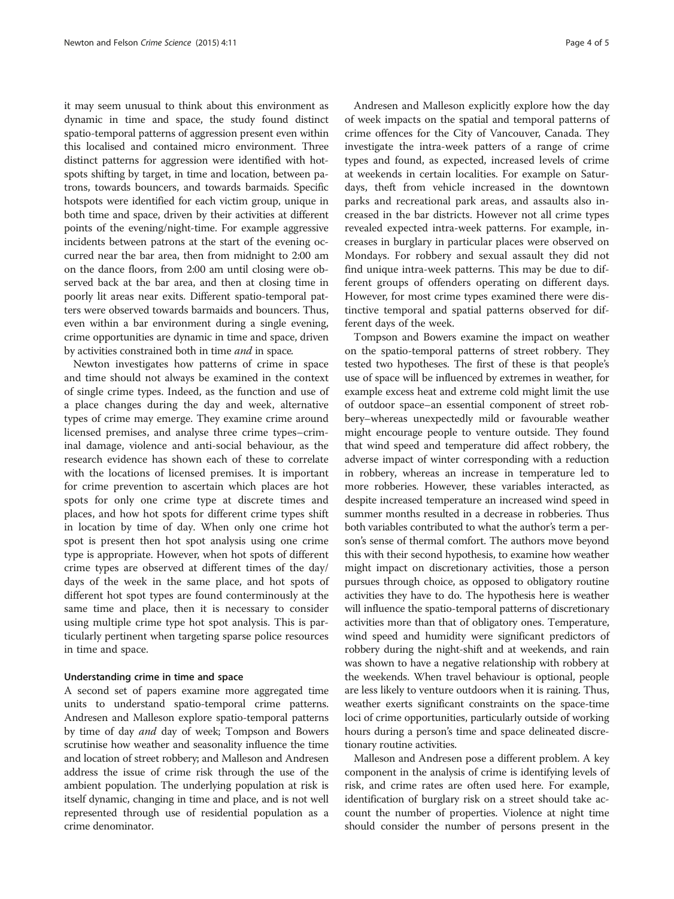it may seem unusual to think about this environment as dynamic in time and space, the study found distinct spatio-temporal patterns of aggression present even within this localised and contained micro environment. Three distinct patterns for aggression were identified with hotspots shifting by target, in time and location, between patrons, towards bouncers, and towards barmaids. Specific hotspots were identified for each victim group, unique in both time and space, driven by their activities at different points of the evening/night-time. For example aggressive incidents between patrons at the start of the evening occurred near the bar area, then from midnight to 2:00 am on the dance floors, from 2:00 am until closing were observed back at the bar area, and then at closing time in poorly lit areas near exits. Different spatio-temporal patters were observed towards barmaids and bouncers. Thus, even within a bar environment during a single evening, crime opportunities are dynamic in time and space, driven by activities constrained both in time *and* in space.

Newton investigates how patterns of crime in space and time should not always be examined in the context of single crime types. Indeed, as the function and use of a place changes during the day and week, alternative types of crime may emerge. They examine crime around licensed premises, and analyse three crime types–criminal damage, violence and anti-social behaviour, as the research evidence has shown each of these to correlate with the locations of licensed premises. It is important for crime prevention to ascertain which places are hot spots for only one crime type at discrete times and places, and how hot spots for different crime types shift in location by time of day. When only one crime hot spot is present then hot spot analysis using one crime type is appropriate. However, when hot spots of different crime types are observed at different times of the day/days of the week in the same place, and hot spots of different hot spot types are found conterminously at the same time and place, then it is necessary to consider using multiple crime type hot spot analysis. This is particularly pertinent when targeting sparse police resources in time and space.

### Understanding crime in time and space

A second set of papers examine more aggregated time units to understand spatio-temporal crime patterns. Andresen and Malleson explore spatio-temporal patterns by time of day *and* day of week; Tompson and Bowers scrutinise how weather and seasonality influence the time and location of street robbery; and Malleson and Andresen address the issue of crime risk through the use of the ambient population. The underlying population at risk is itself dynamic, changing in time and place, and is not well represented through use of residential population as a crime denominator.

Andresen and Malleson explicitly explore how the day of week impacts on the spatial and temporal patterns of crime offences for the City of Vancouver, Canada. They investigate the intra-week patters of a range of crime types and found, as expected, increased levels of crime at weekends in certain localities. For example on Saturdays, theft from vehicle increased in the downtown parks and recreational park areas, and assaults also increased in the bar districts. However not all crime types revealed expected intra-week patterns. For example, increases in burglary in particular places were observed on Mondays. For robbery and sexual assault they did not find unique intra-week patterns. This may be due to different groups of offenders operating on different days. However, for most crime types examined there were distinctive temporal and spatial patterns observed for different days of the week.

Tompson and Bowers examine the impact on weather on the spatio-temporal patterns of street robbery. They tested two hypotheses. The first of these is that people's use of space will be influenced by extremes in weather, for example excess heat and extreme cold might limit the use of outdoor space–an essential component of street robbery–whereas unexpectedly mild or favourable weather might encourage people to venture outside. They found that wind speed and temperature did affect robbery, the adverse impact of winter corresponding with a reduction in robbery, whereas an increase in temperature led to more robberies. However, these variables interacted, as despite increased temperature an increased wind speed in summer months resulted in a decrease in robberies. Thus both variables contributed to what the author's term a person's sense of thermal comfort. The authors move beyond this with their second hypothesis, to examine how weather might impact on discretionary activities, those a person pursues through choice, as opposed to obligatory routine activities they have to do. The hypothesis here is weather will influence the spatio-temporal patterns of discretionary activities more than that of obligatory ones. Temperature, wind speed and humidity were significant predictors of robbery during the night-shift and at weekends, and rain was shown to have a negative relationship with robbery at the weekends. When travel behaviour is optional, people are less likely to venture outdoors when it is raining. Thus, weather exerts significant constraints on the space-time loci of crime opportunities, particularly outside of working hours during a person's time and space delineated discretionary routine activities.

Malleson and Andresen pose a different problem. A key component in the analysis of crime is identifying levels of risk, and crime rates are often used here. For example, identification of burglary risk on a street should take account the number of properties. Violence at night time should consider the number of persons present in the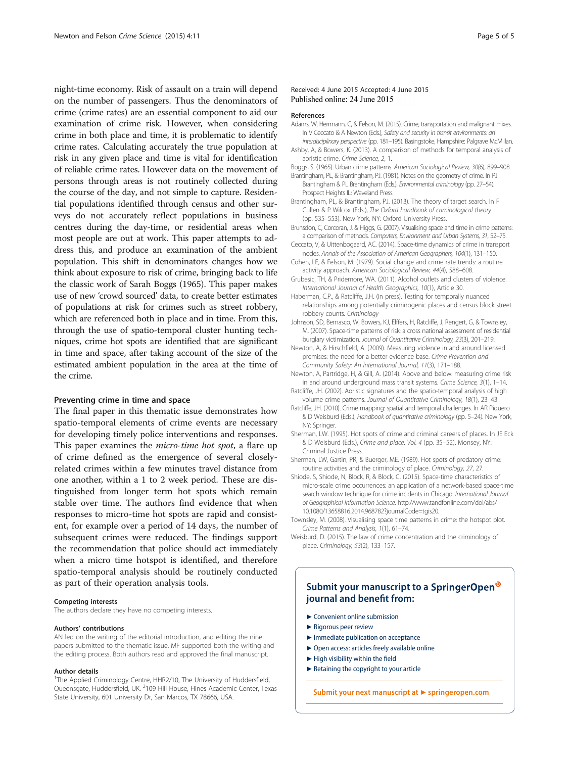night-time economy. Risk of assault on a train will depend on the number of passengers. Thus the denominators of crime (crime rates) are an essential component to aid our examination of crime risk. However, when considering crime in both place and time, it is problematic to identify crime rates. Calculating accurately the true population at risk in any given place and time is vital for identification of reliable crime rates. However data on the movement of persons through areas is not routinely collected during the course of the day, and not simple to capture. Residential populations identified through census and other surveys do not accurately reflect populations in business centres during the day-time, or residential areas when most people are out at work. This paper attempts to address this, and produce an examination of the ambient population. This shift in denominators changes how we think about exposure to risk of crime, bringing back to life the classic work of Sarah Boggs (1965). This paper makes use of new 'crowd sourced' data, to create better estimates of populations at risk for crimes such as street robbery, which are referenced both in place and in time. From this, through the use of spatio-temporal cluster hunting techniques, crime hot spots are identified that are significant in time and space, after taking account of the size of the estimated ambient population in the area at the time of the crime.

### Preventing crime in time and space

The final paper in this thematic issue demonstrates how spatio-temporal elements of crime events are necessary for developing timely police interventions and responses. This paper examines the *micro-time hot spot*, a flare up of crime defined as the emergence of several closely-related crimes within a few minutes travel distance from one another, within a 1 to 2 week period. These are distinguished from longer term hot spots which remain stable over time. The authors find evidence that when responses to micro-time hot spots are rapid and consistent, for example over a period of 14 days, the number of subsequent crimes were reduced. The findings support the recommendation that police should act immediately when a micro time hotspot is identified, and therefore spatio-temporal analysis should be routinely conducted as part of their operation analysis tools.

#### Competing interests

The authors declare they have no competing interests.

#### Authors' contributions

AN led on the writing of the editorial introduction, and editing the nine papers submitted to the thematic issue. MF supported both the writing and the editing process. Both authors read and approved the final manuscript.

#### Author details

[1]The Applied Criminology Centre, HHR2/10, The University of Huddersfield, Queensgate, Huddersfield, UK. [2]109 Hill House, Hines Academic Center, Texas State University, 601 University Dr, San Marcos, TX 78666, USA.

Received: 4 June 2015 Accepted: 4 June 2015
Published online: 24 June 2015

#### References

Adams, W, Herrmann, C, & Felson, M. (2015). Crime, transportation and malignant mixes. In V Ceccato & A Newton (Eds.), *Safety and security in transit environments: an interdisciplinary perspective* (pp. 181–195). Basingstoke, Hampshire: Palgrave McMillan.

Ashby, A, & Bowers, K. (2013). A comparison of methods for temporal analysis of aoristic crime. *Crime Science, 2*, 1.

Boggs, S. (1965). Urban crime patterns. *American Sociological Review, 30*(6), 899–908.

Brantingham, PL, & Brantingham, PJ. (1981). Notes on the geometry of crime. In PJ Brantingham & PL Brantingham (Eds.), *Environmental criminology* (pp. 27–54). Prospect Heights IL: Waveland Press.

Brantingham, PL, & Brantingham, PJ. (2013). The theory of target search. In F Cullen & P Wilcox (Eds.), *The Oxford handbook of criminological theory* (pp. 535–553). New York, NY: Oxford University Press.

Brunsdon, C, Corcoran, J, & Higgs, G. (2007). Visualising space and time in crime patterns: a comparison of methods. *Computers, Environment and Urban Systems, 31*, 52–75.

Ceccato, V, & Uittenbogaard, AC. (2014). Space-time dynamics of crime in transport nodes. *Annals of the Association of American Geographers, 104*(1), 131–150.

Cohen, LE, & Felson, M. (1979). Social change and crime rate trends: a routine activity approach. *American Sociological Review, 44*(4), 588–608.

Grubesic, TH, & Pridemore, WA. (2011). Alcohol outlets and clusters of violence. *International Journal of Health Geographics, 10*(1), Article 30.

Haberman, C.P., & Ratcliffe, J.H. (in press). Testing for temporally nuanced relationships among potentially criminogenic places and census block street robbery counts. *Criminology*

Johnson, SD, Bernasco, W, Bowers, KJ, Elffers, H, Ratcliffe, J, Rengert, G, & Townsley, M. (2007). Space-time patterns of risk: a cross national assessment of residential burglary victimization. *Journal of Quantitative Criminology, 23*(3), 201–219.

Newton, A, & Hirschfield, A. (2009). Measuring violence in and around licensed premises: the need for a better evidence base. *Crime Prevention and Community Safety: An International Journal, 11*(3), 171–188.

Newton, A, Partridge, H, & Gill, A. (2014). Above and below: measuring crime risk in and around underground mass transit systems. *Crime Science, 3*(1), 1–14.

Ratcliffe, JH. (2002). Aoristic signatures and the spatio-temporal analysis of high volume crime patterns. *Journal of Quantitative Criminology, 18*(1), 23–43.

Ratcliffe, JH. (2010). Crime mapping: spatial and temporal challenges. In AR Piquero & D Weisburd (Eds.), *Handbook of quantitative criminology* (pp. 5–24). New York, NY: Springer.

Sherman, LW. (1995). Hot spots of crime and criminal careers of places. In JE Eck & D Weisburd (Eds.), *Crime and place. Vol. 4* (pp. 35–52). Monsey, NY: Criminal Justice Press.

Sherman, LW, Gartin, PR, & Buerger, ME. (1989). Hot spots of predatory crime: routine activities and the criminology of place. *Criminology, 27*, 27.

Shiode, S, Shiode, N, Block, R, & Block, C. (2015). Space-time characteristics of micro-scale crime occurrences: an application of a network-based space-time search window technique for crime incidents in Chicago. *International Journal of Geographical Information Science*. http://www.tandfonline.com/doi/abs/10.1080/13658816.2014.968782?journalCode=tgis20.

Townsley, M. (2008). Visualising space time patterns in crime: the hotspot plot. *Crime Patterns and Analysis, 1*(1), 61–74.

Weisburd, D. (2015). The law of crime concentration and the criminology of place. *Criminology, 53*(2), 133–157.